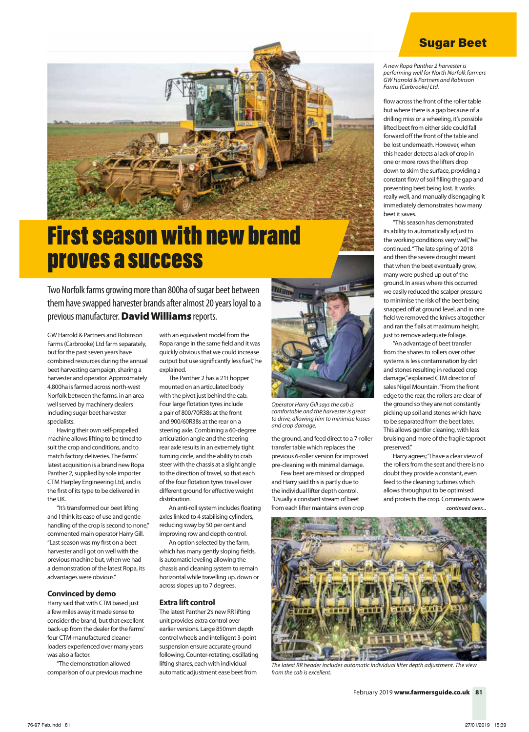# First season with new brand proves a success

Two Norfolk farms growing more than 800ha of sugar beet between them have swapped harvester brands after almost 20 years loyal to a previous manufacturer. **David Williams** reports.

*A new Ropa Panther 2 harvester is performing well for North Norfolk farmers GW Harrold & Partners and Robinson Farms (Carbrooke) Ltd.*

GW Harrold & Partners and Robinson Farms (Carbrooke) Ltd farm separately, but for the past seven years have combined resources during the annual beet harvesting campaign, sharing a harvester and operator. Approximately 4,800ha is farmed across north-west Norfolk between the farms, in an area well served by machinery dealers including sugar beet harvester specialists.

Having their own self-propelled machine allows lifting to be timed to suit the crop and conditions, and to match factory deliveries. The farms' latest acquisition is a brand new Ropa Panther 2, supplied by sole importer CTM Harpley Engineering Ltd, and is the first of its type to be delivered in the UK.

"It's transformed our beet lifting and I think its ease of use and gentle handling of the crop is second to none," commented main operator Harry Gill. "Last season was my first on a beet harvester and I got on well with the previous machine but, when we had a demonstration of the latest Ropa, its advantages were obvious."

### Convinced by demo

Harry said that with CTM based just a few miles away it made sense to consider the brand, but that excellent back-up from the dealer for the farms' four CTM-manufactured cleaner loaders experienced over many years was also a factor.

"The demonstration allowed comparison of our previous machine with an equivalent model from the Ropa range in the same field and it was quickly obvious that we could increase output but use significantly less fuel," he explained.

The Panther 2 has a 21t hopper mounted on an articulated body with the pivot just behind the cab. Four large flotation tyres include a pair of 800/70R38s at the front and 900/60R38s at the rear on a steering axle. Combining a 60-degree articulation angle and the steering rear axle results in an extremely tight turning circle, and the ability to crab steer with the chassis at a slight angle to the direction of travel, so that each of the four flotation tyres travel over different ground for effective weight distribution.

An anti-roll system includes floating axles linked to 4 stabilising cylinders, reducing sway by 50 per cent and improving row and depth control.

An option selected by the farm, which has many gently sloping fields, is automatic leveling allowing the chassis and cleaning system to remain horizontal while travelling up, down or across slopes up to 7 degrees.

### Extra lift control

The latest Panther 2's new RR lifting unit provides extra control over earlier versions. Large 850mm depth control wheels and intelligent 3-point suspension ensure accurate ground following. Counter-rotating, oscillating lifting shares, each with individual automatic adjustment ease beet from the ground, and feed direct to a 7-roller transfer table which replaces the previous 6-roller version for improved pre-cleaning with minimal damage.

*Operator Harry Gill says the cab is comfortable and the harvester is great to drive, allowing him to minimise losses and crop damage.*

Few beet are missed or dropped and Harry said this is partly due to the individual lifter depth control. "Usually a constant stream of beet from each lifter maintains even crop flow across the front of the roller table but where there is a gap because of a drilling miss or a wheeling, it's possible lifted beet from either side could fall forward off the front of the table and be lost underneath. However, when this header detects a lack of crop in one or more rows the lifters drop down to skim the surface, providing a constant flow of soil filling the gap and preventing beet being lost. It works really well, and manually disengaging it immediately demonstrates how many beet it saves.

"This season has demonstrated its ability to automatically adjust to the working conditions very well," he continued. "The late spring of 2018 and then the severe drought meant that when the beet eventually grew, many were pushed up out of the ground. In areas where this occurred we easily reduced the scalper pressure to minimise the risk of the beet being snapped off at ground level, and in one field we removed the knives altogether and ran the flails at maximum height, just to remove adequate foliage.

"An advantage of beet transfer from the shares to rollers over other systems is less contamination by dirt and stones resulting in reduced crop damage," explained CTM director of sales Nigel Mountain. "From the front edge to the rear, the rollers are clear of the ground so they are not constantly picking up soil and stones which have to be separated from the beet later. This allows gentler cleaning, with less bruising and more of the fragile taproot preserved."

Harry agreed; "I have a clear view of the rollers from the seat and there is no doubt they provide a constant, even feed to the cleaning turbines which allows throughput to be optimised and protects the crop. Comments were

*continued over...*

*The latest RR header includes automatic individual lifter depth adjustment. The view from the cab is excellent.*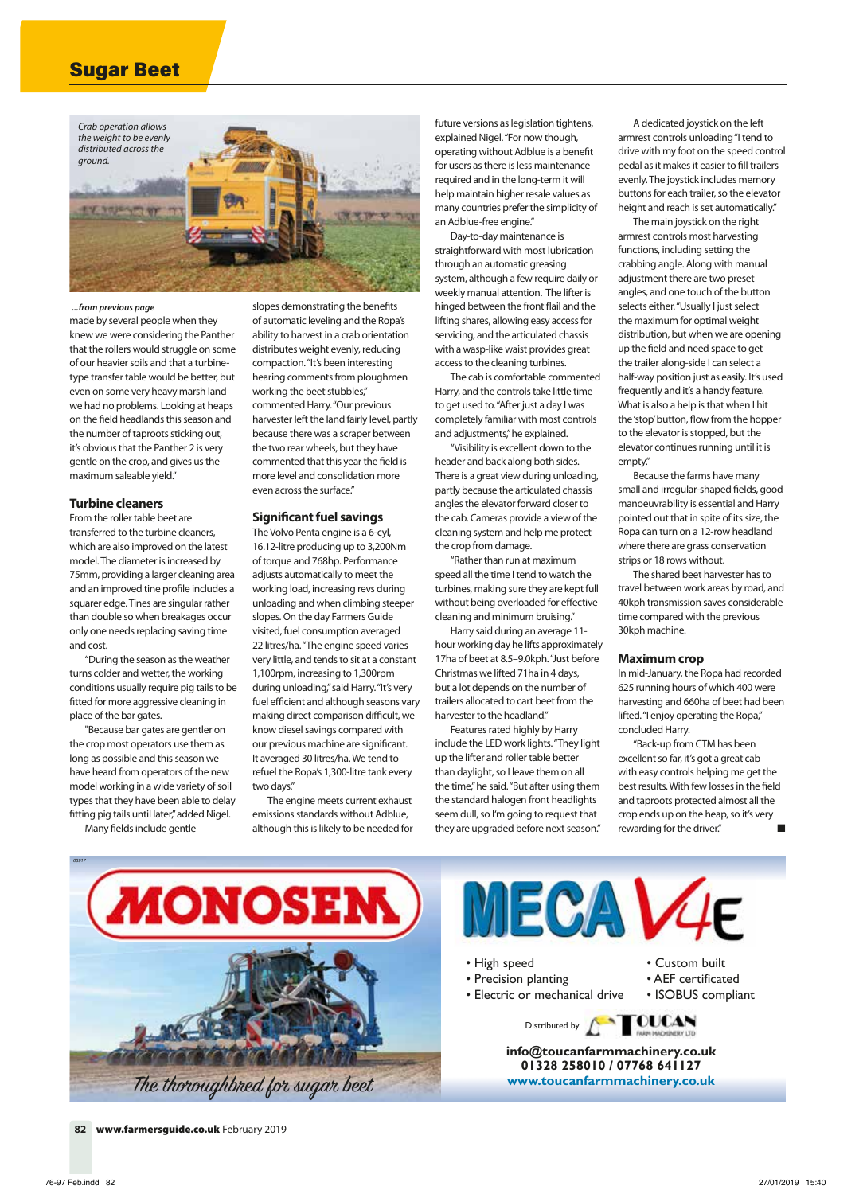## Sugar Beet

*Crab operation allows the weight to be evenly distributed across the ground.*

*...from previous page*

made by several people when they knew we were considering the Panther that the rollers would struggle on some of our heavier soils and that a turbine-type transfer table would be better, but even on some very heavy marsh land we had no problems. Looking at heaps on the field headlands this season and the number of taproots sticking out, it's obvious that the Panther 2 is very gentle on the crop, and gives us the maximum saleable yield."

### Turbine cleaners

From the roller table beet are transferred to the turbine cleaners, which are also improved on the latest model. The diameter is increased by 75mm, providing a larger cleaning area and an improved tine profile includes a squarer edge. Tines are singular rather than double so when breakages occur only one needs replacing saving time and cost.

"During the season as the weather turns colder and wetter, the working conditions usually require pig tails to be fitted for more aggressive cleaning in place of the bar gates.

"Because bar gates are gentler on the crop most operators use them as long as possible and this season we have heard from operators of the new model working in a wide variety of soil types that they have been able to delay fitting pig tails until later," added Nigel.

Many fields include gentle slopes demonstrating the benefits of automatic leveling and the Ropa's ability to harvest in a crab orientation distributes weight evenly, reducing compaction. "It's been interesting hearing comments from ploughmen working the beet stubbles," commented Harry. "Our previous harvester left the land fairly level, partly because there was a scraper between the two rear wheels, but they have commented that this year the field is more level and consolidation more even across the surface."

### Significant fuel savings

The Volvo Penta engine is a 6-cyl, 16.12-litre producing up to 3,200Nm of torque and 768hp. Performance adjusts automatically to meet the working load, increasing revs during unloading and when climbing steeper slopes. On the day Farmers Guide visited, fuel consumption averaged 22 litres/ha. "The engine speed varies very little, and tends to sit at a constant 1,100rpm, increasing to 1,300rpm during unloading," said Harry. "It's very fuel efficient and although seasons vary making direct comparison difficult, we know diesel savings compared with our previous machine are significant. It averaged 30 litres/ha. We tend to refuel the Ropa's 1,300-litre tank every two days."

The engine meets current exhaust emissions standards without Adblue, although this is likely to be needed for future versions as legislation tightens, explained Nigel. "For now though, operating without Adblue is a benefit for users as there is less maintenance required and in the long-term it will help maintain higher resale values as many countries prefer the simplicity of an Adblue-free engine."

Day-to-day maintenance is straightforward with most lubrication through an automatic greasing system, although a few require daily or weekly manual attention. The lifter is hinged between the front flail and the lifting shares, allowing easy access for servicing, and the articulated chassis with a wasp-like waist provides great access to the cleaning turbines.

The cab is comfortable commented Harry, and the controls take little time to get used to. "After just a day I was completely familiar with most controls and adjustments," he explained.

"Visibility is excellent down to the header and back along both sides. There is a great view during unloading, partly because the articulated chassis angles the elevator forward closer to the cab. Cameras provide a view of the cleaning system and help me protect the crop from damage.

"Rather than run at maximum speed all the time I tend to watch the turbines, making sure they are kept full without being overloaded for effective cleaning and minimum bruising."

Harry said during an average 11-hour working day he lifts approximately 17ha of beet at 8.5–9.0kph. "Just before Christmas we lifted 71ha in 4 days, but a lot depends on the number of trailers allocated to cart beet from the harvester to the headland."

Features rated highly by Harry include the LED work lights. "They light up the lifter and roller table better than daylight, so I leave them on all the time," he said. "But after using them the standard halogen front headlights seem dull, so I'm going to request that they are upgraded before next season."

A dedicated joystick on the left armrest controls unloading "I tend to drive with my foot on the speed control pedal as it makes it easier to fill trailers evenly. The joystick includes memory buttons for each trailer, so the elevator height and reach is set automatically."

The main joystick on the right armrest controls most harvesting functions, including setting the crabbing angle. Along with manual adjustment there are two preset angles, and one touch of the button selects either. "Usually I just select the maximum for optimal weight distribution, but when we are opening up the field and need space to get the trailer ending-side I can select a half-way position just as easily. It's used frequently and it's a handy feature. What is also a help is that when I hit the 'stop' button, flow from the hopper to the elevator is stopped, but the elevator continues running until it is empty."

Because the farms have many small and irregular-shaped fields, good manoeuvrability is essential and Harry pointed out that in spite of its size, the Ropa can turn on a 12-row headland where there are grass conservation strips or 18 rows without.

The shared beet harvester has to travel between work areas by road, and 40kph transmission saves considerable time compared with the previous 30kph machine.

### Maximum crop

In mid-January, the Ropa had recorded 625 running hours of which 400 were harvesting and 660ha of beet had been lifted. "I enjoy operating the Ropa," concluded Harry.

"Back-up from CTM has been excellent so far, it's got a great cab with easy controls helping me get the best results. With few losses in the field and taproots protected almost all the crop ends up on the heap, so it's very rewarding for the driver." ■

---

MONOSEM

*The thoroughbred for sugar beet*

MECA V4E

- High speed
- Precision planting
- Electric or mechanical drive
- Custom built
- AEF certificated
- ISOBUS compliant

Distributed by TOUCAN FARM MACHINERY LTD

**info@toucanfarmmachinery.co.uk**
**01328 258010 / 07768 641127**
**www.toucanfarmmachinery.co.uk**